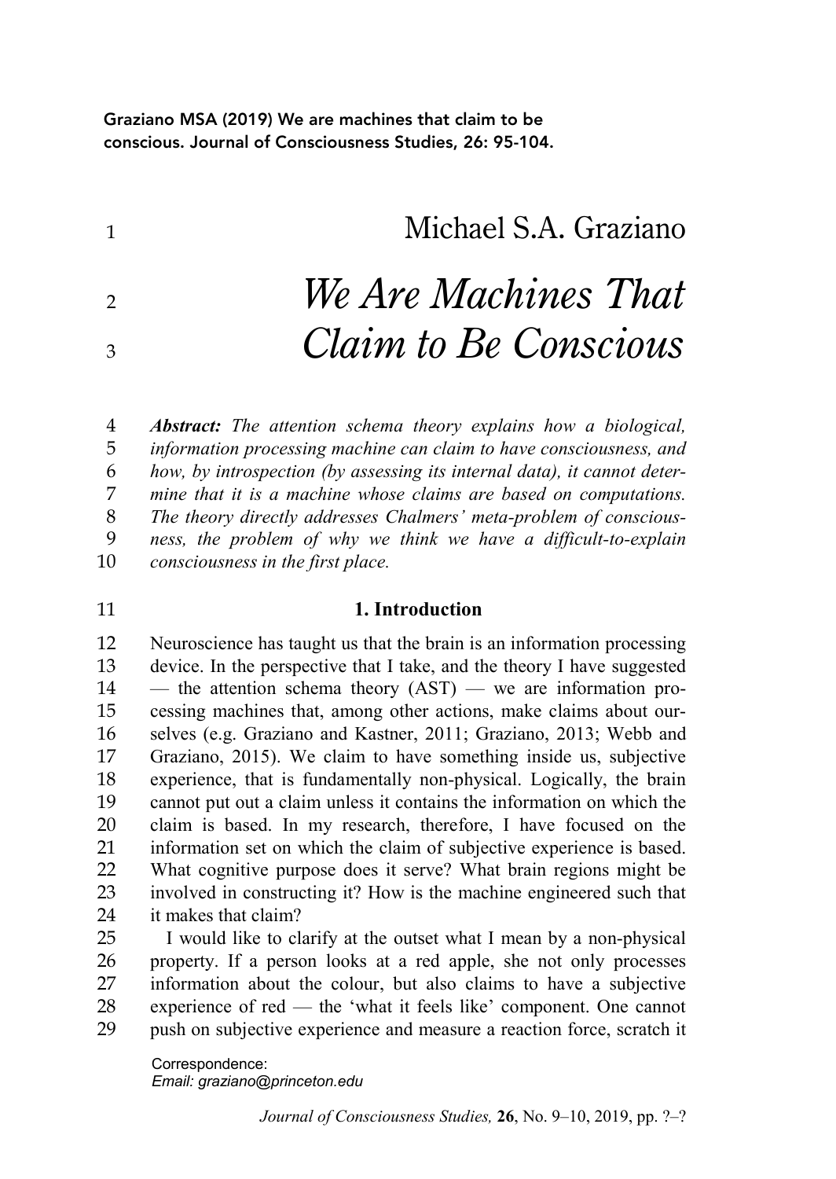Graziano MSA (2019) We are machines that claim to be conscious. Journal of Consciousness Studies, 26: 95-104.

Michael S.A. Graziano

# *We Are Machines That Claim to Be Conscious*

***Abstract:*** *The attention schema theory explains how a biological, information processing machine can claim to have consciousness, and how, by introspection (by assessing its internal data), it cannot determine that it is a machine whose claims are based on computations. The theory directly addresses Chalmers' meta-problem of consciousness, the problem of why we think we have a difficult-to-explain consciousness in the first place.*

## 1. Introduction

Neuroscience has taught us that the brain is an information processing device. In the perspective that I take, and the theory I have suggested — the attention schema theory (AST) — we are information processing machines that, among other actions, make claims about ourselves (e.g. Graziano and Kastner, 2011; Graziano, 2013; Webb and Graziano, 2015). We claim to have something inside us, subjective experience, that is fundamentally non-physical. Logically, the brain cannot put out a claim unless it contains the information on which the claim is based. In my research, therefore, I have focused on the information set on which the claim of subjective experience is based. What cognitive purpose does it serve? What brain regions might be involved in constructing it? How is the machine engineered such that it makes that claim?

I would like to clarify at the outset what I mean by a non-physical property. If a person looks at a red apple, she not only processes information about the colour, but also claims to have a subjective experience of red — the 'what it feels like' component. One cannot push on subjective experience and measure a reaction force, scratch it

Correspondence:
*Email: graziano@princeton.edu*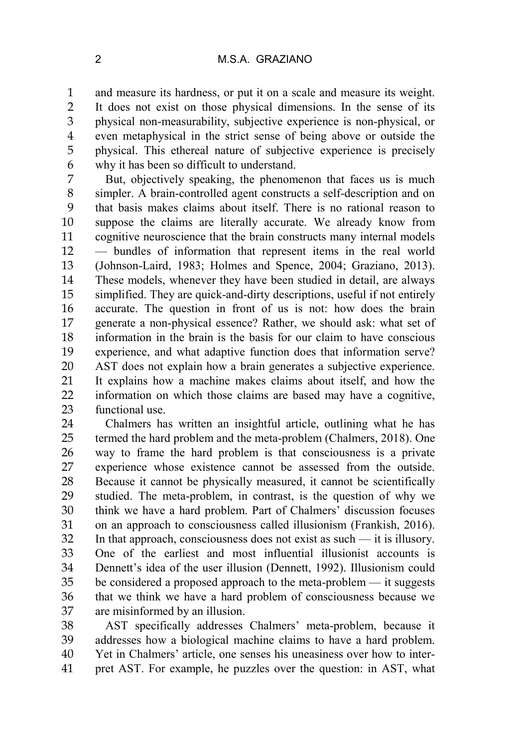and measure its hardness, or put it on a scale and measure its weight. It does not exist on those physical dimensions. In the sense of its physical non-measurability, subjective experience is non-physical, or even metaphysical in the strict sense of being above or outside the physical. This ethereal nature of subjective experience is precisely why it has been so difficult to understand.

But, objectively speaking, the phenomenon that faces us is much simpler. A brain-controlled agent constructs a self-description and on that basis makes claims about itself. There is no rational reason to suppose the claims are literally accurate. We already know from cognitive neuroscience that the brain constructs many internal models — bundles of information that represent items in the real world (Johnson-Laird, 1983; Holmes and Spence, 2004; Graziano, 2013). These models, whenever they have been studied in detail, are always simplified. They are quick-and-dirty descriptions, useful if not entirely accurate. The question in front of us is not: how does the brain generate a non-physical essence? Rather, we should ask: what set of information in the brain is the basis for our claim to have conscious experience, and what adaptive function does that information serve? AST does not explain how a brain generates a subjective experience. It explains how a machine makes claims about itself, and how the information on which those claims are based may have a cognitive, functional use.

Chalmers has written an insightful article, outlining what he has termed the hard problem and the meta-problem (Chalmers, 2018). One way to frame the hard problem is that consciousness is a private experience whose existence cannot be assessed from the outside. Because it cannot be physically measured, it cannot be scientifically studied. The meta-problem, in contrast, is the question of why we think we have a hard problem. Part of Chalmers' discussion focuses on an approach to consciousness called illusionism (Frankish, 2016). In that approach, consciousness does not exist as such — it is illusory. One of the earliest and most influential illusionist accounts is Dennett's idea of the user illusion (Dennett, 1992). Illusionism could be considered a proposed approach to the meta-problem — it suggests that we think we have a hard problem of consciousness because we are misinformed by an illusion.

AST specifically addresses Chalmers' meta-problem, because it addresses how a biological machine claims to have a hard problem. Yet in Chalmers' article, one senses his uneasiness over how to interpret AST. For example, he puzzles over the question: in AST, what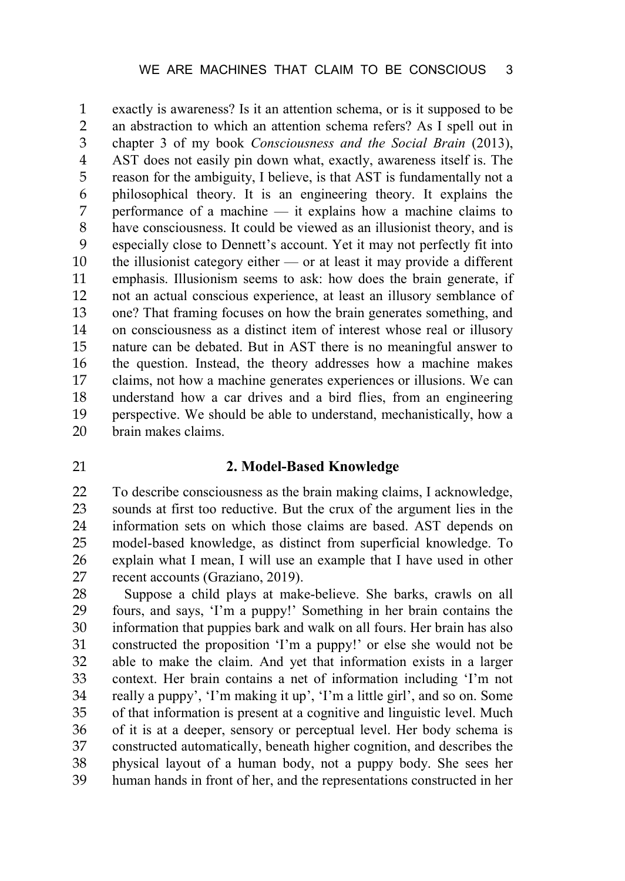exactly is awareness? Is it an attention schema, or is it supposed to be an abstraction to which an attention schema refers? As I spell out in chapter 3 of my book *Consciousness and the Social Brain* (2013), AST does not easily pin down what, exactly, awareness itself is. The reason for the ambiguity, I believe, is that AST is fundamentally not a philosophical theory. It is an engineering theory. It explains the performance of a machine — it explains how a machine claims to have consciousness. It could be viewed as an illusionist theory, and is especially close to Dennett's account. Yet it may not perfectly fit into the illusionist category either — or at least it may provide a different emphasis. Illusionism seems to ask: how does the brain generate, if not an actual conscious experience, at least an illusory semblance of one? That framing focuses on how the brain generates something, and on consciousness as a distinct item of interest whose real or illusory nature can be debated. But in AST there is no meaningful answer to the question. Instead, the theory addresses how a machine makes claims, not how a machine generates experiences or illusions. We can understand how a car drives and a bird flies, from an engineering perspective. We should be able to understand, mechanistically, how a brain makes claims.

## 2. Model-Based Knowledge

To describe consciousness as the brain making claims, I acknowledge, sounds at first too reductive. But the crux of the argument lies in the information sets on which those claims are based. AST depends on model-based knowledge, as distinct from superficial knowledge. To explain what I mean, I will use an example that I have used in other recent accounts (Graziano, 2019).

Suppose a child plays at make-believe. She barks, crawls on all fours, and says, 'I'm a puppy!' Something in her brain contains the information that puppies bark and walk on all fours. Her brain has also constructed the proposition 'I'm a puppy!' or else she would not be able to make the claim. And yet that information exists in a larger context. Her brain contains a net of information including 'I'm not really a puppy', 'I'm making it up', 'I'm a little girl', and so on. Some of that information is present at a cognitive and linguistic level. Much of it is at a deeper, sensory or perceptual level. Her body schema is constructed automatically, beneath higher cognition, and describes the physical layout of a human body, not a puppy body. She sees her human hands in front of her, and the representations constructed in her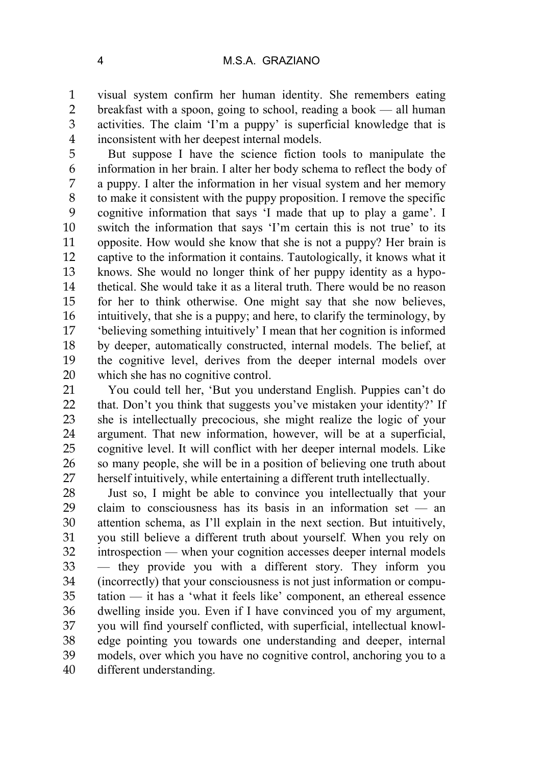visual system confirm her human identity. She remembers eating breakfast with a spoon, going to school, reading a book — all human activities. The claim 'I'm a puppy' is superficial knowledge that is inconsistent with her deepest internal models.

But suppose I have the science fiction tools to manipulate the information in her brain. I alter her body schema to reflect the body of a puppy. I alter the information in her visual system and her memory to make it consistent with the puppy proposition. I remove the specific cognitive information that says 'I made that up to play a game'. I switch the information that says 'I'm certain this is not true' to its opposite. How would she know that she is not a puppy? Her brain is captive to the information it contains. Tautologically, it knows what it knows. She would no longer think of her puppy identity as a hypothetical. She would take it as a literal truth. There would be no reason for her to think otherwise. One might say that she now believes, intuitively, that she is a puppy; and here, to clarify the terminology, by 'believing something intuitively' I mean that her cognition is informed by deeper, automatically constructed, internal models. The belief, at the cognitive level, derives from the deeper internal models over which she has no cognitive control.

You could tell her, 'But you understand English. Puppies can't do that. Don't you think that suggests you've mistaken your identity?' If she is intellectually precocious, she might realize the logic of your argument. That new information, however, will be at a superficial, cognitive level. It will conflict with her deeper internal models. Like so many people, she will be in a position of believing one truth about herself intuitively, while entertaining a different truth intellectually.

Just so, I might be able to convince you intellectually that your claim to consciousness has its basis in an information set — an attention schema, as I'll explain in the next section. But intuitively, you still believe a different truth about yourself. When you rely on introspection — when your cognition accesses deeper internal models — they provide you with a different story. They inform you (incorrectly) that your consciousness is not just information or computation — it has a 'what it feels like' component, an ethereal essence dwelling inside you. Even if I have convinced you of my argument, you will find yourself conflicted, with superficial, intellectual knowledge pointing you towards one understanding and deeper, internal models, over which you have no cognitive control, anchoring you to a different understanding.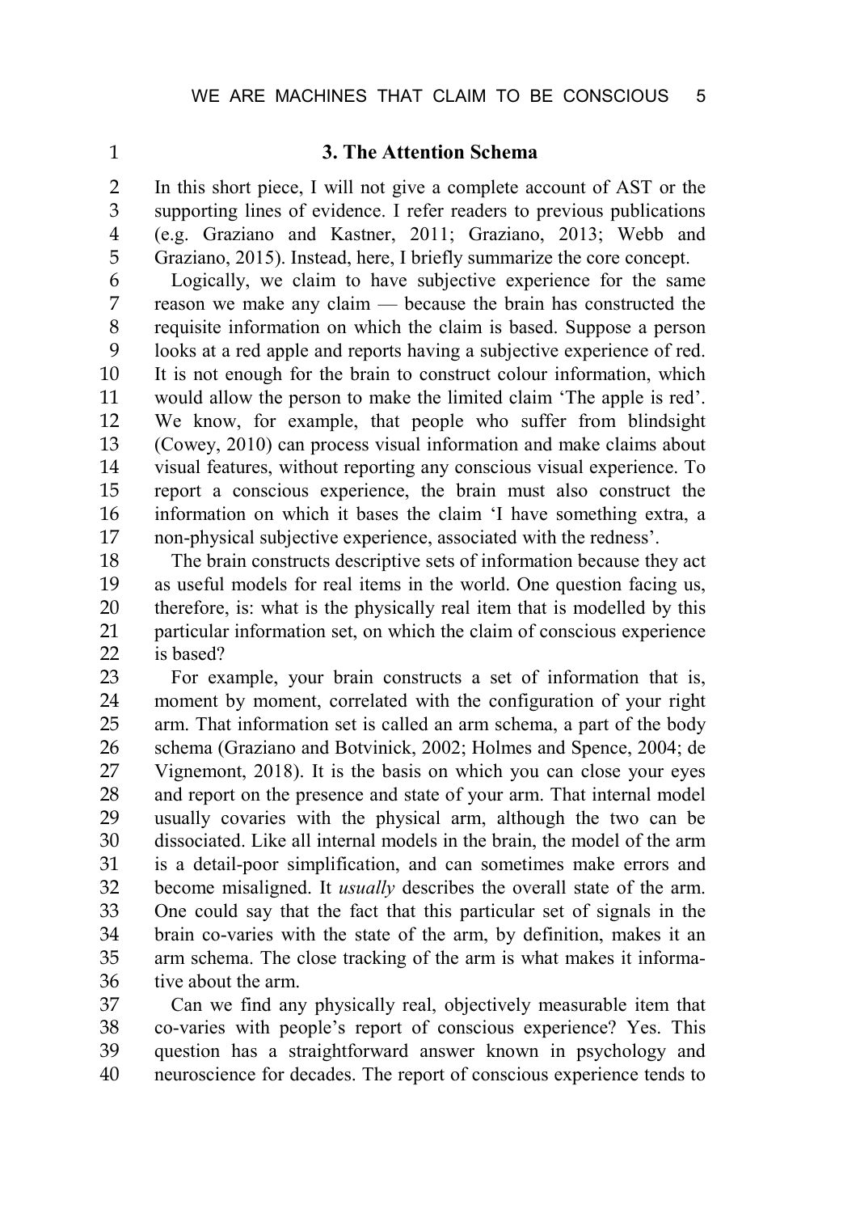### 3. The Attention Schema

In this short piece, I will not give a complete account of AST or the supporting lines of evidence. I refer readers to previous publications (e.g. Graziano and Kastner, 2011; Graziano, 2013; Webb and Graziano, 2015). Instead, here, I briefly summarize the core concept.

Logically, we claim to have subjective experience for the same reason we make any claim — because the brain has constructed the requisite information on which the claim is based. Suppose a person looks at a red apple and reports having a subjective experience of red. It is not enough for the brain to construct colour information, which would allow the person to make the limited claim 'The apple is red'. We know, for example, that people who suffer from blindsight (Cowey, 2010) can process visual information and make claims about visual features, without reporting any conscious visual experience. To report a conscious experience, the brain must also construct the information on which it bases the claim 'I have something extra, a non-physical subjective experience, associated with the redness'.

The brain constructs descriptive sets of information because they act as useful models for real items in the world. One question facing us, therefore, is: what is the physically real item that is modelled by this particular information set, on which the claim of conscious experience is based?

For example, your brain constructs a set of information that is, moment by moment, correlated with the configuration of your right arm. That information set is called an arm schema, a part of the body schema (Graziano and Botvinick, 2002; Holmes and Spence, 2004; de Vignemont, 2018). It is the basis on which you can close your eyes and report on the presence and state of your arm. That internal model usually covaries with the physical arm, although the two can be dissociated. Like all internal models in the brain, the model of the arm is a detail-poor simplification, and can sometimes make errors and become misaligned. It *usually* describes the overall state of the arm. One could say that the fact that this particular set of signals in the brain co-varies with the state of the arm, by definition, makes it an arm schema. The close tracking of the arm is what makes it informative about the arm.

Can we find any physically real, objectively measurable item that co-varies with people's report of conscious experience? Yes. This question has a straightforward answer known in psychology and neuroscience for decades. The report of conscious experience tends to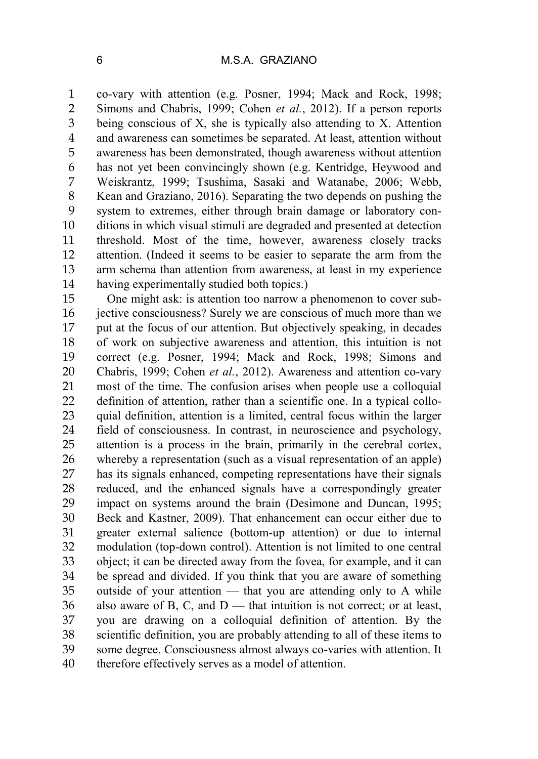co-vary with attention (e.g. Posner, 1994; Mack and Rock, 1998; Simons and Chabris, 1999; Cohen *et al.*, 2012). If a person reports being conscious of X, she is typically also attending to X. Attention and awareness can sometimes be separated. At least, attention without awareness has been demonstrated, though awareness without attention has not yet been convincingly shown (e.g. Kentridge, Heywood and Weiskrantz, 1999; Tsushima, Sasaki and Watanabe, 2006; Webb, Kean and Graziano, 2016). Separating the two depends on pushing the system to extremes, either through brain damage or laboratory conditions in which visual stimuli are degraded and presented at detection threshold. Most of the time, however, awareness closely tracks attention. (Indeed it seems to be easier to separate the arm from the arm schema than attention from awareness, at least in my experience having experimentally studied both topics.)

One might ask: is attention too narrow a phenomenon to cover subjective consciousness? Surely we are conscious of much more than we put at the focus of our attention. But objectively speaking, in decades of work on subjective awareness and attention, this intuition is not correct (e.g. Posner, 1994; Mack and Rock, 1998; Simons and Chabris, 1999; Cohen *et al.*, 2012). Awareness and attention co-vary most of the time. The confusion arises when people use a colloquial definition of attention, rather than a scientific one. In a typical colloquial definition, attention is a limited, central focus within the larger field of consciousness. In contrast, in neuroscience and psychology, attention is a process in the brain, primarily in the cerebral cortex, whereby a representation (such as a visual representation of an apple) has its signals enhanced, competing representations have their signals reduced, and the enhanced signals have a correspondingly greater impact on systems around the brain (Desimone and Duncan, 1995; Beck and Kastner, 2009). That enhancement can occur either due to greater external salience (bottom-up attention) or due to internal modulation (top-down control). Attention is not limited to one central object; it can be directed away from the fovea, for example, and it can be spread and divided. If you think that you are aware of something outside of your attention — that you are attending only to A while also aware of B, C, and D — that intuition is not correct; or at least, you are drawing on a colloquial definition of attention. By the scientific definition, you are probably attending to all of these items to some degree. Consciousness almost always co-varies with attention. It therefore effectively serves as a model of attention.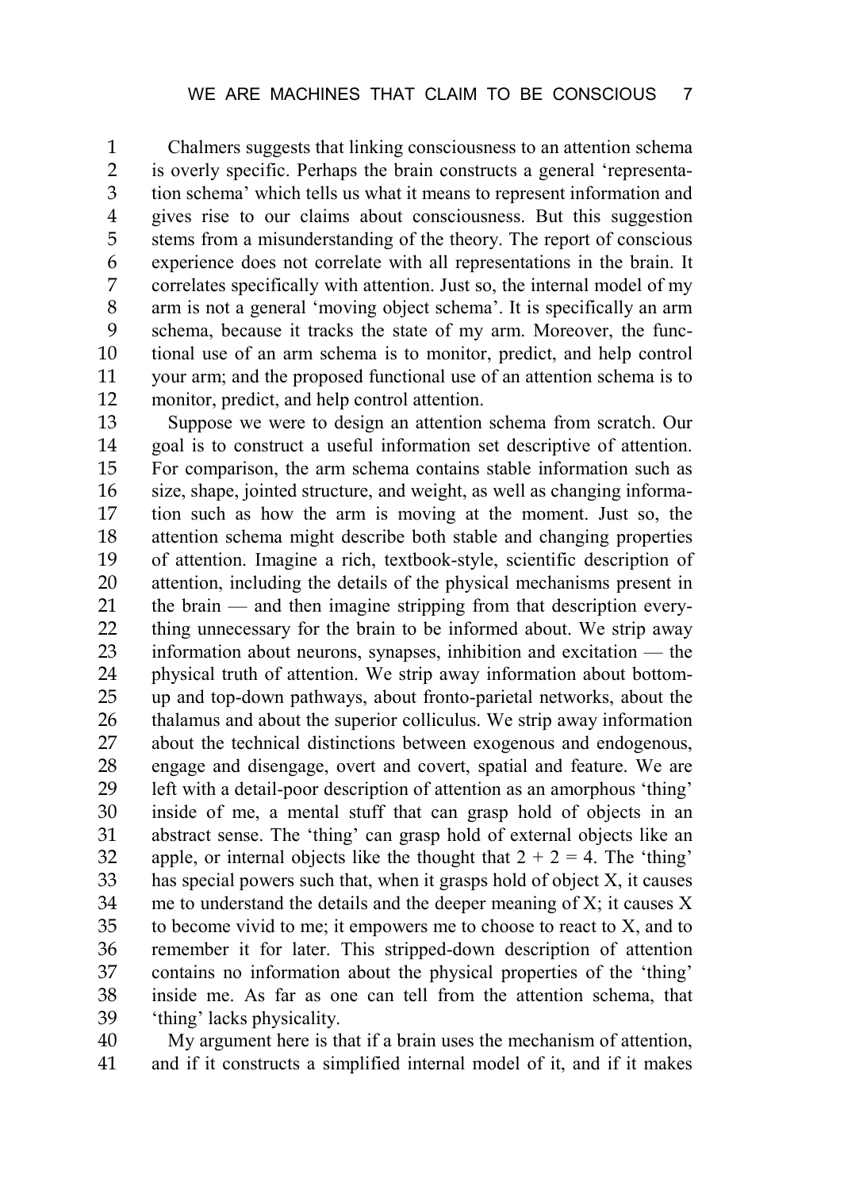Chalmers suggests that linking consciousness to an attention schema is overly specific. Perhaps the brain constructs a general 'representation schema' which tells us what it means to represent information and gives rise to our claims about consciousness. But this suggestion stems from a misunderstanding of the theory. The report of conscious experience does not correlate with all representations in the brain. It correlates specifically with attention. Just so, the internal model of my arm is not a general 'moving object schema'. It is specifically an arm schema, because it tracks the state of my arm. Moreover, the functional use of an arm schema is to monitor, predict, and help control your arm; and the proposed functional use of an attention schema is to monitor, predict, and help control attention.

Suppose we were to design an attention schema from scratch. Our goal is to construct a useful information set descriptive of attention. For comparison, the arm schema contains stable information such as size, shape, jointed structure, and weight, as well as changing information such as how the arm is moving at the moment. Just so, the attention schema might describe both stable and changing properties of attention. Imagine a rich, textbook-style, scientific description of attention, including the details of the physical mechanisms present in the brain — and then imagine stripping from that description everything unnecessary for the brain to be informed about. We strip away information about neurons, synapses, inhibition and excitation — the physical truth of attention. We strip away information about bottom-up and top-down pathways, about fronto-parietal networks, about the thalamus and about the superior colliculus. We strip away information about the technical distinctions between exogenous and endogenous, engage and disengage, overt and covert, spatial and feature. We are left with a detail-poor description of attention as an amorphous 'thing' inside of me, a mental stuff that can grasp hold of objects in an abstract sense. The 'thing' can grasp hold of external objects like an apple, or internal objects like the thought that $2 + 2 = 4$. The 'thing' has special powers such that, when it grasps hold of object X, it causes me to understand the details and the deeper meaning of X; it causes X to become vivid to me; it empowers me to choose to react to X, and to remember it for later. This stripped-down description of attention contains no information about the physical properties of the 'thing' inside me. As far as one can tell from the attention schema, that 'thing' lacks physicality.

My argument here is that if a brain uses the mechanism of attention, and if it constructs a simplified internal model of it, and if it makes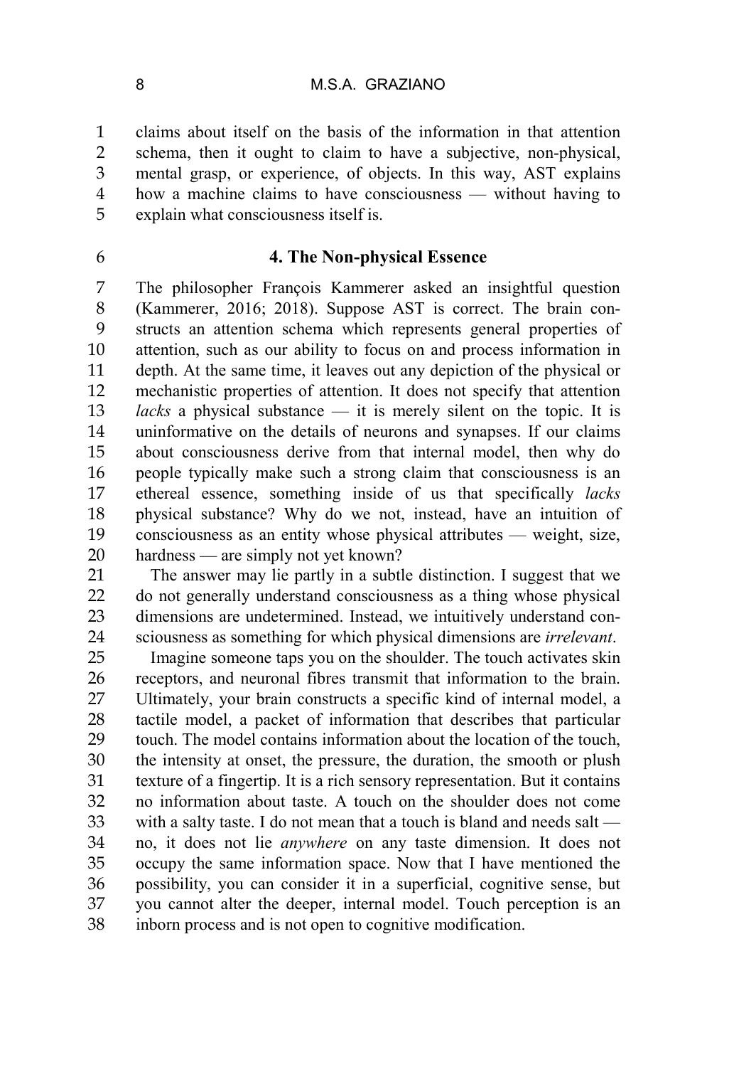claims about itself on the basis of the information in that attention schema, then it ought to claim to have a subjective, non-physical, mental grasp, or experience, of objects. In this way, AST explains how a machine claims to have consciousness — without having to explain what consciousness itself is.

## 4. The Non-physical Essence

The philosopher François Kammerer asked an insightful question (Kammerer, 2016; 2018). Suppose AST is correct. The brain constructs an attention schema which represents general properties of attention, such as our ability to focus on and process information in depth. At the same time, it leaves out any depiction of the physical or mechanistic properties of attention. It does not specify that attention *lacks* a physical substance — it is merely silent on the topic. It is uninformative on the details of neurons and synapses. If our claims about consciousness derive from that internal model, then why do people typically make such a strong claim that consciousness is an ethereal essence, something inside of us that specifically *lacks* physical substance? Why do we not, instead, have an intuition of consciousness as an entity whose physical attributes — weight, size, hardness — are simply not yet known?

The answer may lie partly in a subtle distinction. I suggest that we do not generally understand consciousness as a thing whose physical dimensions are undetermined. Instead, we intuitively understand consciousness as something for which physical dimensions are *irrelevant*.

Imagine someone taps you on the shoulder. The touch activates skin receptors, and neuronal fibres transmit that information to the brain. Ultimately, your brain constructs a specific kind of internal model, a tactile model, a packet of information that describes that particular touch. The model contains information about the location of the touch, the intensity at onset, the pressure, the duration, the smooth or plush texture of a fingertip. It is a rich sensory representation. But it contains no information about taste. A touch on the shoulder does not come with a salty taste. I do not mean that a touch is bland and needs salt — no, it does not lie *anywhere* on any taste dimension. It does not occupy the same information space. Now that I have mentioned the possibility, you can consider it in a superficial, cognitive sense, but you cannot alter the deeper, internal model. Touch perception is an inborn process and is not open to cognitive modification.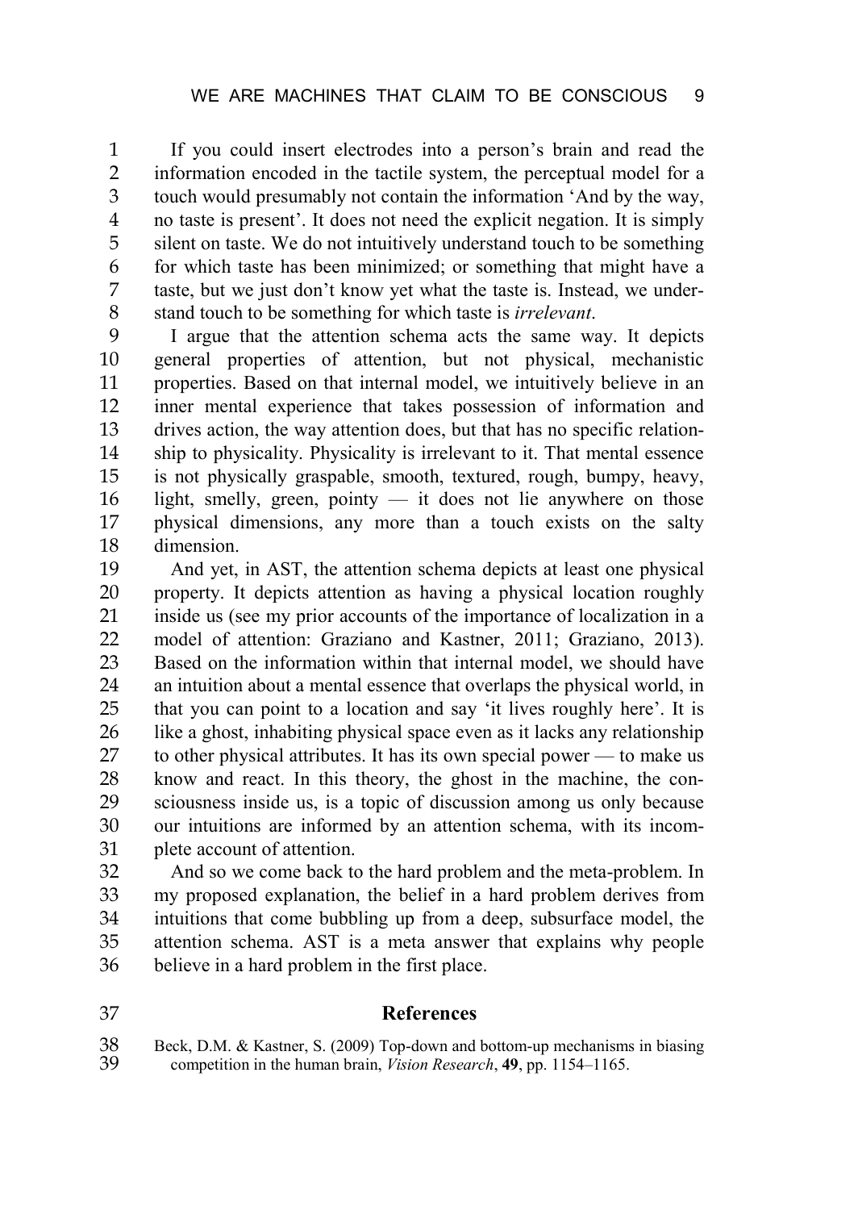If you could insert electrodes into a person's brain and read the information encoded in the tactile system, the perceptual model for a touch would presumably not contain the information 'And by the way, no taste is present'. It does not need the explicit negation. It is simply silent on taste. We do not intuitively understand touch to be something for which taste has been minimized; or something that might have a taste, but we just don't know yet what the taste is. Instead, we understand touch to be something for which taste is *irrelevant*.

I argue that the attention schema acts the same way. It depicts general properties of attention, but not physical, mechanistic properties. Based on that internal model, we intuitively believe in an inner mental experience that takes possession of information and drives action, the way attention does, but that has no specific relationship to physicality. Physicality is irrelevant to it. That mental essence is not physically graspable, smooth, textured, rough, bumpy, heavy, light, smelly, green, pointy — it does not lie anywhere on those physical dimensions, any more than a touch exists on the salty dimension.

And yet, in AST, the attention schema depicts at least one physical property. It depicts attention as having a physical location roughly inside us (see my prior accounts of the importance of localization in a model of attention: Graziano and Kastner, 2011; Graziano, 2013). Based on the information within that internal model, we should have an intuition about a mental essence that overlaps the physical world, in that you can point to a location and say 'it lives roughly here'. It is like a ghost, inhabiting physical space even as it lacks any relationship to other physical attributes. It has its own special power — to make us know and react. In this theory, the ghost in the machine, the consciousness inside us, is a topic of discussion among us only because our intuitions are informed by an attention schema, with its incomplete account of attention.

And so we come back to the hard problem and the meta-problem. In my proposed explanation, the belief in a hard problem derives from intuitions that come bubbling up from a deep, subsurface model, the attention schema. AST is a meta answer that explains why people believe in a hard problem in the first place.

## References

Beck, D.M. & Kastner, S. (2009) Top-down and bottom-up mechanisms in biasing competition in the human brain, *Vision Research*, **49**, pp. 1154–1165.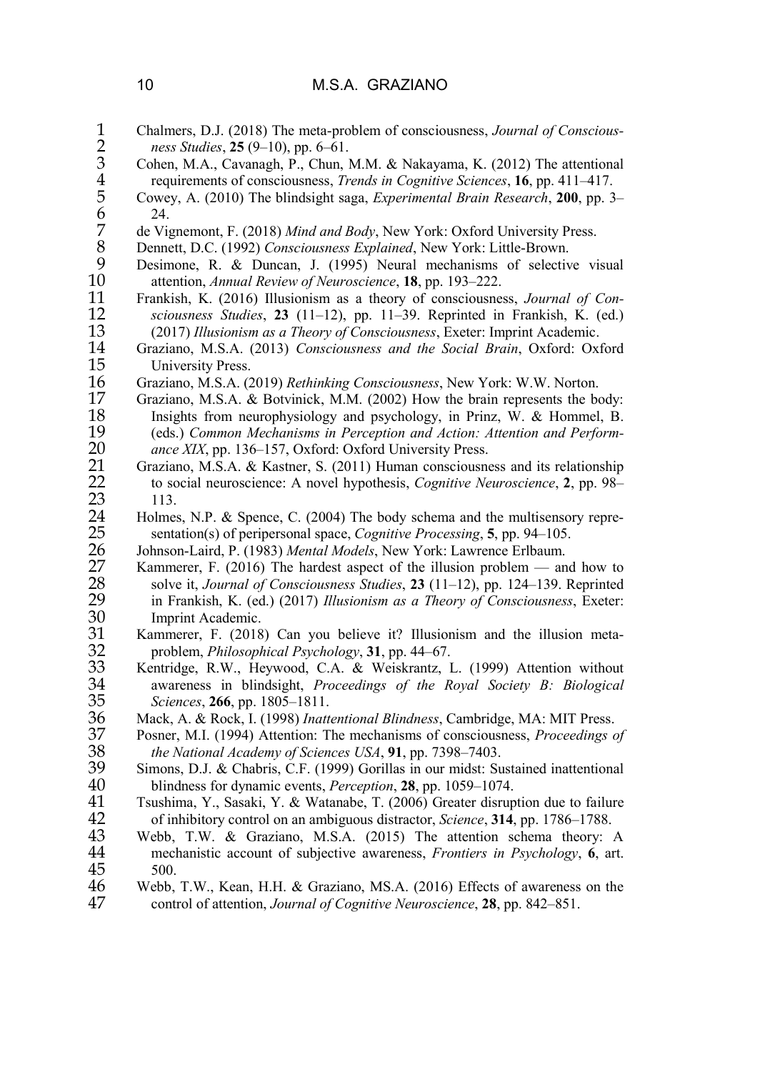Chalmers, D.J. (2018) The meta-problem of consciousness, *Journal of Consciousness Studies*, **25** (9–10), pp. 6–61.

Cohen, M.A., Cavanagh, P., Chun, M.M. & Nakayama, K. (2012) The attentional requirements of consciousness, *Trends in Cognitive Sciences*, **16**, pp. 411–417.

Cowey, A. (2010) The blindsight saga, *Experimental Brain Research*, **200**, pp. 3–24.

de Vignemont, F. (2018) *Mind and Body*, New York: Oxford University Press.

Dennett, D.C. (1992) *Consciousness Explained*, New York: Little-Brown.

Desimone, R. & Duncan, J. (1995) Neural mechanisms of selective visual attention, *Annual Review of Neuroscience*, **18**, pp. 193–222.

Frankish, K. (2016) Illusionism as a theory of consciousness, *Journal of Consciousness Studies*, **23** (11–12), pp. 11–39. Reprinted in Frankish, K. (ed.) (2017) *Illusionism as a Theory of Consciousness*, Exeter: Imprint Academic.

Graziano, M.S.A. (2013) *Consciousness and the Social Brain*, Oxford: Oxford University Press.

Graziano, M.S.A. (2019) *Rethinking Consciousness*, New York: W.W. Norton.

Graziano, M.S.A. & Botvinick, M.M. (2002) How the brain represents the body: Insights from neurophysiology and psychology, in Prinz, W. & Hommel, B. (eds.) *Common Mechanisms in Perception and Action: Attention and Performance XIX*, pp. 136–157, Oxford: Oxford University Press.

Graziano, M.S.A. & Kastner, S. (2011) Human consciousness and its relationship to social neuroscience: A novel hypothesis, *Cognitive Neuroscience*, **2**, pp. 98–113.

Holmes, N.P. & Spence, C. (2004) The body schema and the multisensory representation(s) of peripersonal space, *Cognitive Processing*, **5**, pp. 94–105.

Johnson-Laird, P. (1983) *Mental Models*, New York: Lawrence Erlbaum.

Kammerer, F. (2016) The hardest aspect of the illusion problem — and how to solve it, *Journal of Consciousness Studies*, **23** (11–12), pp. 124–139. Reprinted in Frankish, K. (ed.) (2017) *Illusionism as a Theory of Consciousness*, Exeter: Imprint Academic.

Kammerer, F. (2018) Can you believe it? Illusionism and the illusion meta-problem, *Philosophical Psychology*, **31**, pp. 44–67.

Kentridge, R.W., Heywood, C.A. & Weiskrantz, L. (1999) Attention without awareness in blindsight, *Proceedings of the Royal Society B: Biological Sciences*, **266**, pp. 1805–1811.

Mack, A. & Rock, I. (1998) *Inattentional Blindness*, Cambridge, MA: MIT Press.

Posner, M.I. (1994) Attention: The mechanisms of consciousness, *Proceedings of the National Academy of Sciences USA*, **91**, pp. 7398–7403.

Simons, D.J. & Chabris, C.F. (1999) Gorillas in our midst: Sustained inattentional blindness for dynamic events, *Perception*, **28**, pp. 1059–1074.

Tsushima, Y., Sasaki, Y. & Watanabe, T. (2006) Greater disruption due to failure of inhibitory control on an ambiguous distractor, *Science*, **314**, pp. 1786–1788.

Webb, T.W. & Graziano, M.S.A. (2015) The attention schema theory: A mechanistic account of subjective awareness, *Frontiers in Psychology*, **6**, art. 500.

Webb, T.W., Kean, H.H. & Graziano, MS.A. (2016) Effects of awareness on the control of attention, *Journal of Cognitive Neuroscience*, **28**, pp. 842–851.